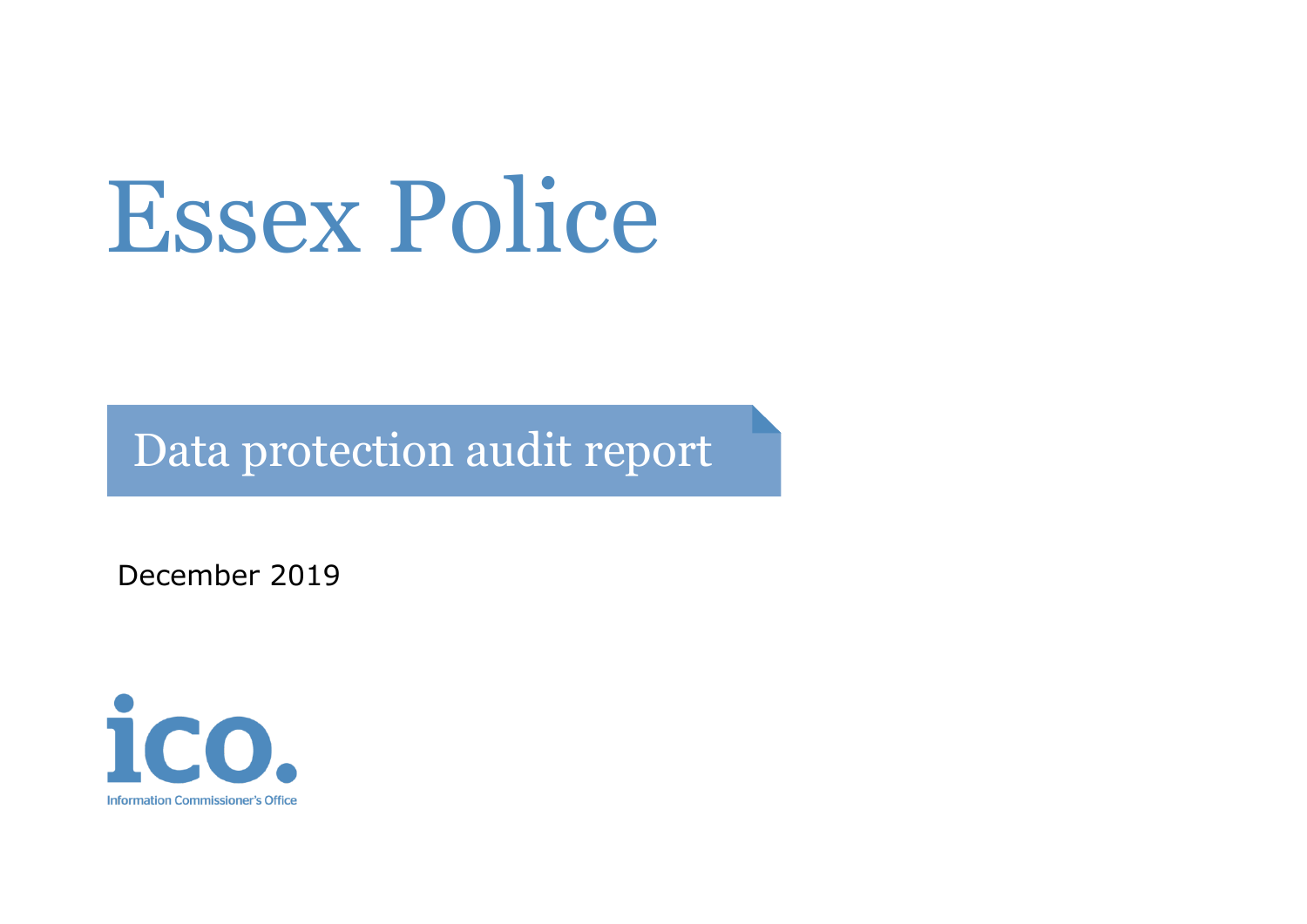# Essex Police

## Data protection audit report

December 2019

Information Commissioner's Office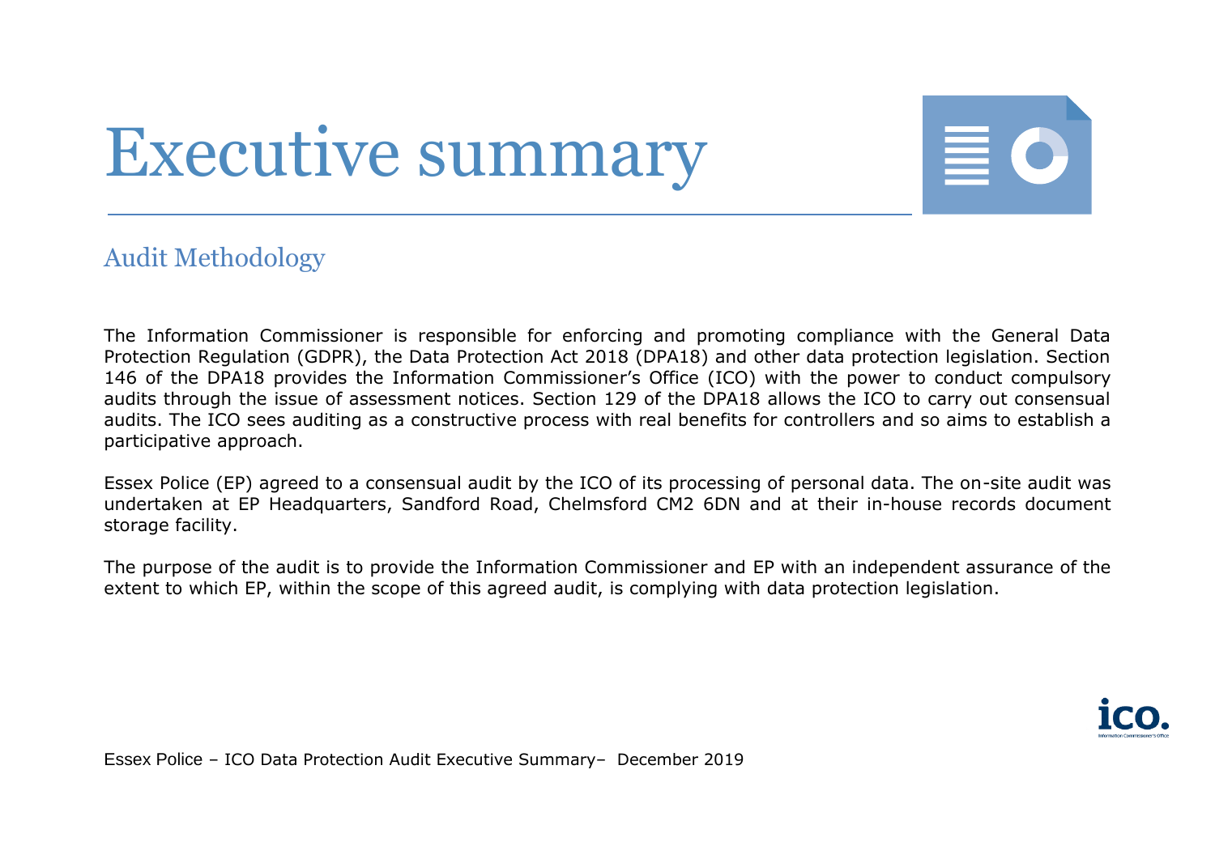# Executive summary

## Audit Methodology

The Information Commissioner is responsible for enforcing and promoting compliance with the General Data Protection Regulation (GDPR), the Data Protection Act 2018 (DPA18) and other data protection legislation. Section 146 of the DPA18 provides the Information Commissioner's Office (ICO) with the power to conduct compulsory audits through the issue of assessment notices. Section 129 of the DPA18 allows the ICO to carry out consensual audits. The ICO sees auditing as a constructive process with real benefits for controllers and so aims to establish a participative approach.

Essex Police (EP) agreed to a consensual audit by the ICO of its processing of personal data. The on-site audit was undertaken at EP Headquarters, Sandford Road, Chelmsford CM2 6DN and at their in-house records document storage facility.

The purpose of the audit is to provide the Information Commissioner and EP with an independent assurance of the extent to which EP, within the scope of this agreed audit, is complying with data protection legislation.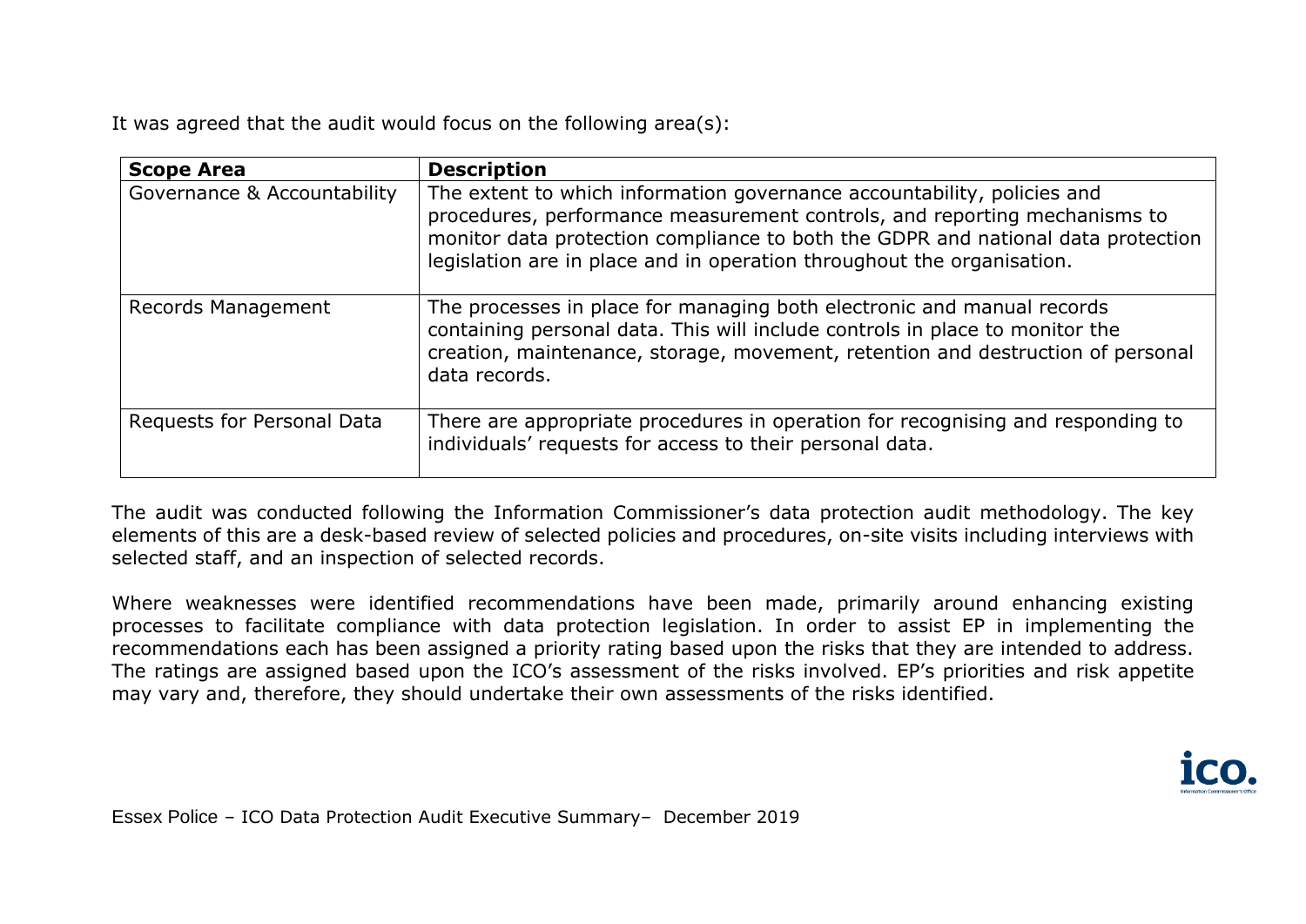It was agreed that the audit would focus on the following area(s):

| Scope Area | Description |
|---|---|
| Governance & Accountability | The extent to which information governance accountability, policies and procedures, performance measurement controls, and reporting mechanisms to monitor data protection compliance to both the GDPR and national data protection legislation are in place and in operation throughout the organisation. |
| Records Management | The processes in place for managing both electronic and manual records containing personal data. This will include controls in place to monitor the creation, maintenance, storage, movement, retention and destruction of personal data records. |
| Requests for Personal Data | There are appropriate procedures in operation for recognising and responding to individuals' requests for access to their personal data. |

The audit was conducted following the Information Commissioner's data protection audit methodology. The key elements of this are a desk-based review of selected policies and procedures, on-site visits including interviews with selected staff, and an inspection of selected records.

Where weaknesses were identified recommendations have been made, primarily around enhancing existing processes to facilitate compliance with data protection legislation. In order to assist EP in implementing the recommendations each has been assigned a priority rating based upon the risks that they are intended to address. The ratings are assigned based upon the ICO's assessment of the risks involved. EP's priorities and risk appetite may vary and, therefore, they should undertake their own assessments of the risks identified.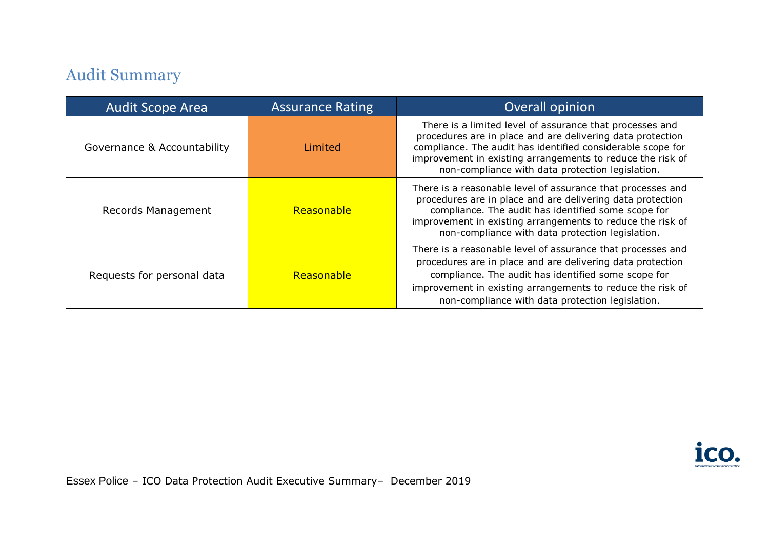## Audit Summary

| Audit Scope Area | Assurance Rating | Overall opinion |
| --- | --- | --- |
| Governance & Accountability | Limited | There is a limited level of assurance that processes and procedures are in place and are delivering data protection compliance. The audit has identified considerable scope for improvement in existing arrangements to reduce the risk of non-compliance with data protection legislation. |
| Records Management | Reasonable | There is a reasonable level of assurance that processes and procedures are in place and are delivering data protection compliance. The audit has identified some scope for improvement in existing arrangements to reduce the risk of non-compliance with data protection legislation. |
| Requests for personal data | Reasonable | There is a reasonable level of assurance that processes and procedures are in place and are delivering data protection compliance. The audit has identified some scope for improvement in existing arrangements to reduce the risk of non-compliance with data protection legislation. |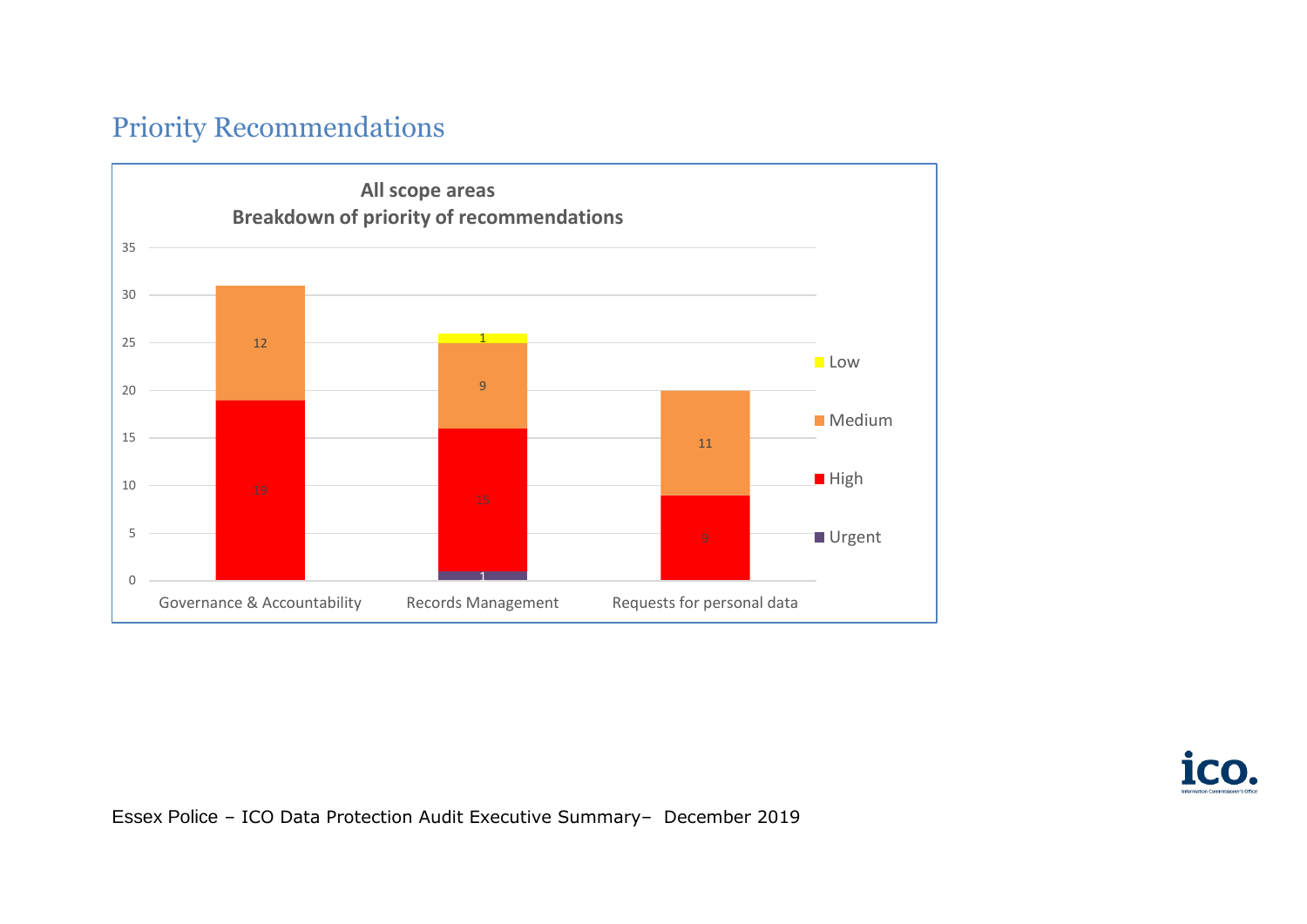## Priority Recommendations

**All scope areas**
**Breakdown of priority of recommendations**

| Scope area | Urgent | High | Medium | Low |
| --- | --- | --- | --- | --- |
| Governance & Accountability | | 19 | 12 | |
| Records Management | 1 | 15 | 9 | 1 |
| Requests for personal data | | 9 | 11 | |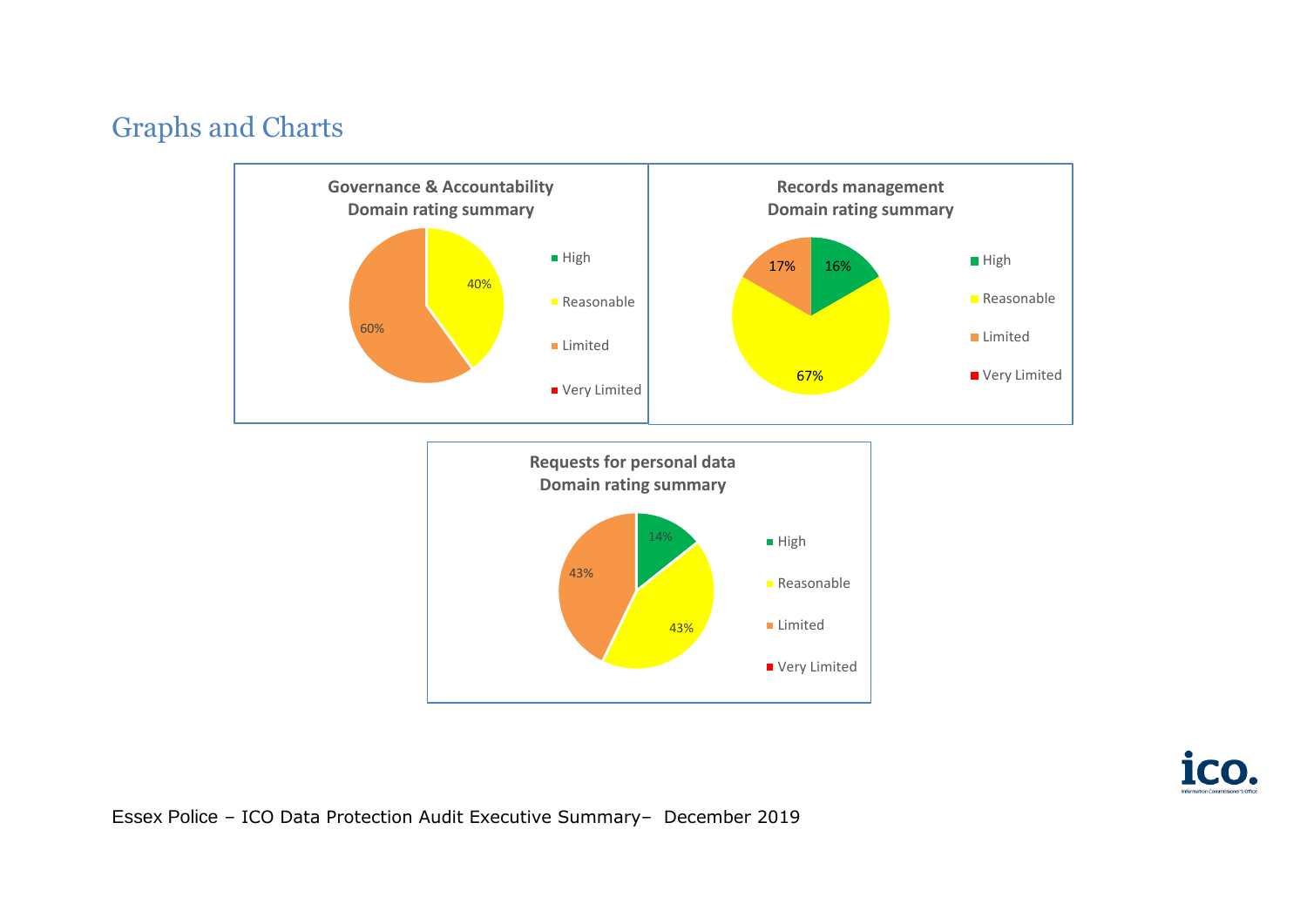# Graphs and Charts

**Governance & Accountability Domain rating summary**

| Rating | Percentage |
|---|---|
| High | |
| Reasonable | 40% |
| Limited | 60% |
| Very Limited | |

**Records management Domain rating summary**

| Rating | Percentage |
|---|---|
| High | 16% |
| Reasonable | 67% |
| Limited | 17% |
| Very Limited | |

**Requests for personal data Domain rating summary**

| Rating | Percentage |
|---|---|
| High | 14% |
| Reasonable | 43% |
| Limited | 43% |
| Very Limited | |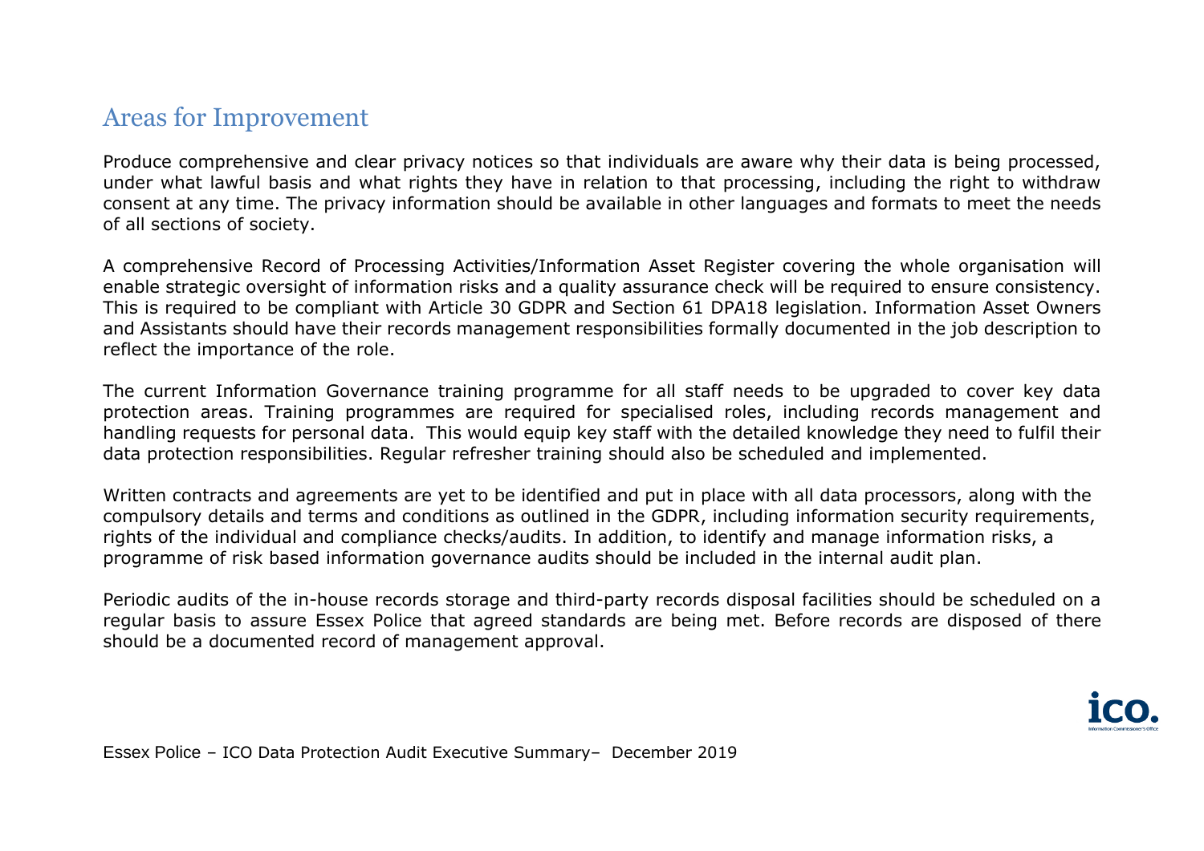## Areas for Improvement

Produce comprehensive and clear privacy notices so that individuals are aware why their data is being processed, under what lawful basis and what rights they have in relation to that processing, including the right to withdraw consent at any time. The privacy information should be available in other languages and formats to meet the needs of all sections of society.

A comprehensive Record of Processing Activities/Information Asset Register covering the whole organisation will enable strategic oversight of information risks and a quality assurance check will be required to ensure consistency. This is required to be compliant with Article 30 GDPR and Section 61 DPA18 legislation. Information Asset Owners and Assistants should have their records management responsibilities formally documented in the job description to reflect the importance of the role.

The current Information Governance training programme for all staff needs to be upgraded to cover key data protection areas. Training programmes are required for specialised roles, including records management and handling requests for personal data. This would equip key staff with the detailed knowledge they need to fulfil their data protection responsibilities. Regular refresher training should also be scheduled and implemented.

Written contracts and agreements are yet to be identified and put in place with all data processors, along with the compulsory details and terms and conditions as outlined in the GDPR, including information security requirements, rights of the individual and compliance checks/audits. In addition, to identify and manage information risks, a programme of risk based information governance audits should be included in the internal audit plan.

Periodic audits of the in-house records storage and third-party records disposal facilities should be scheduled on a regular basis to assure Essex Police that agreed standards are being met. Before records are disposed of there should be a documented record of management approval.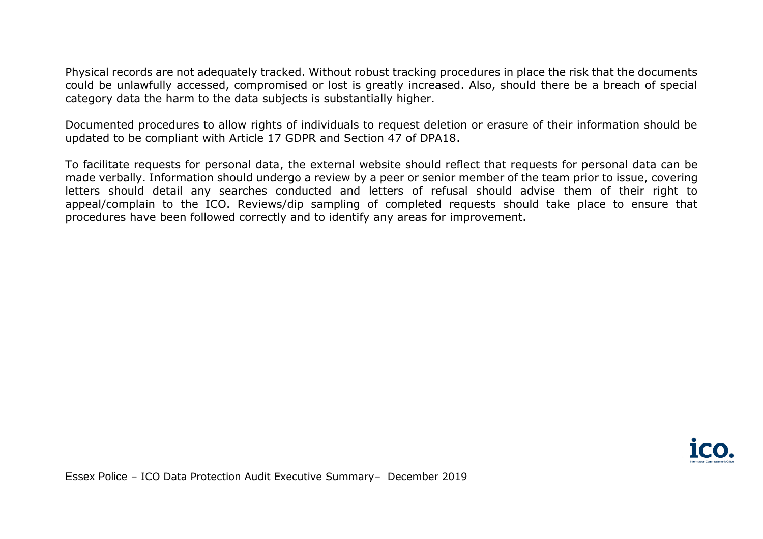Physical records are not adequately tracked. Without robust tracking procedures in place the risk that the documents could be unlawfully accessed, compromised or lost is greatly increased. Also, should there be a breach of special category data the harm to the data subjects is substantially higher.

Documented procedures to allow rights of individuals to request deletion or erasure of their information should be updated to be compliant with Article 17 GDPR and Section 47 of DPA18.

To facilitate requests for personal data, the external website should reflect that requests for personal data can be made verbally. Information should undergo a review by a peer or senior member of the team prior to issue, covering letters should detail any searches conducted and letters of refusal should advise them of their right to appeal/complain to the ICO. Reviews/dip sampling of completed requests should take place to ensure that procedures have been followed correctly and to identify any areas for improvement.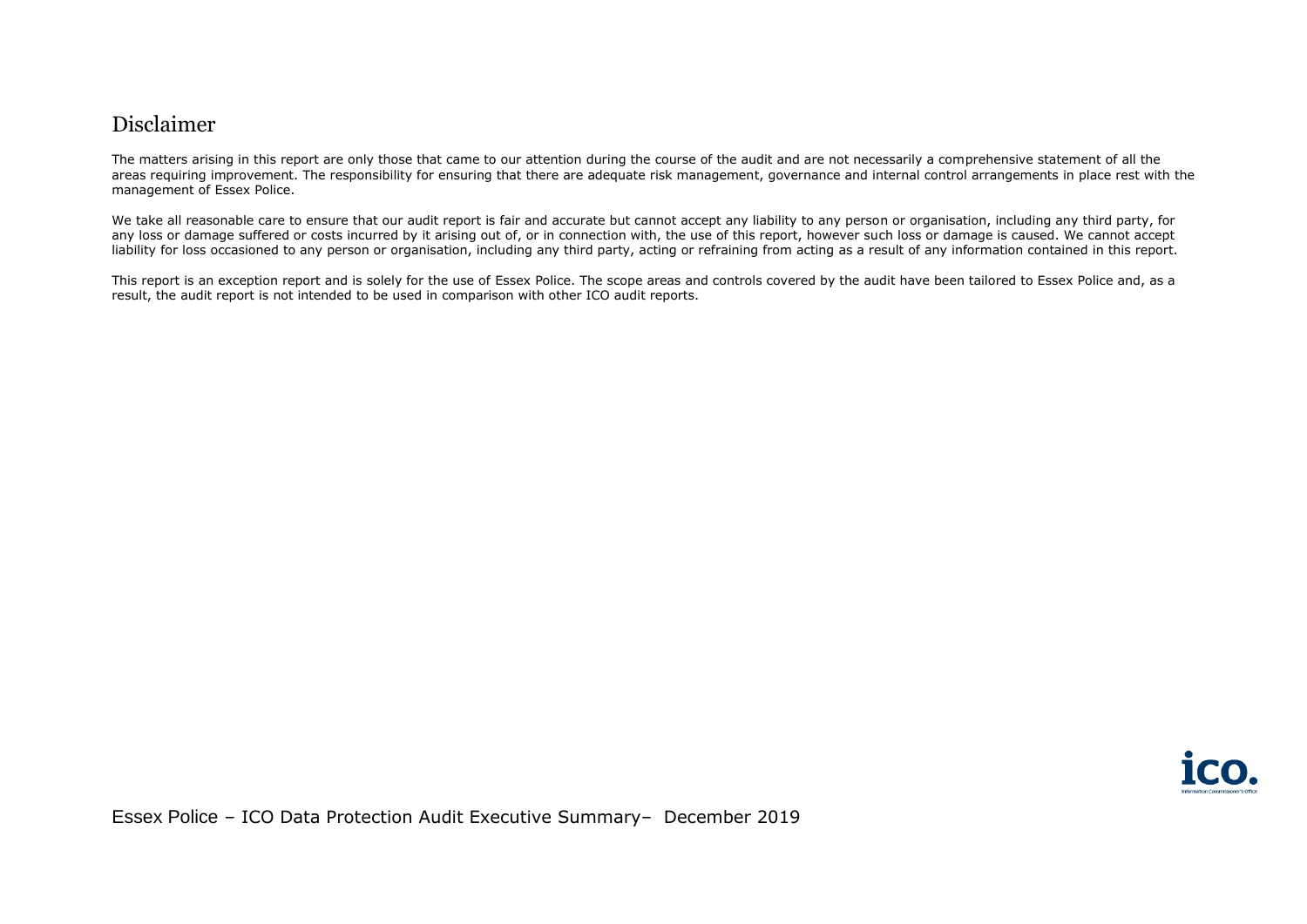# Disclaimer

The matters arising in this report are only those that came to our attention during the course of the audit and are not necessarily a comprehensive statement of all the areas requiring improvement. The responsibility for ensuring that there are adequate risk management, governance and internal control arrangements in place rest with the management of Essex Police.

We take all reasonable care to ensure that our audit report is fair and accurate but cannot accept any liability to any person or organisation, including any third party, for any loss or damage suffered or costs incurred by it arising out of, or in connection with, the use of this report, however such loss or damage is caused. We cannot accept liability for loss occasioned to any person or organisation, including any third party, acting or refraining from acting as a result of any information contained in this report.

This report is an exception report and is solely for the use of Essex Police. The scope areas and controls covered by the audit have been tailored to Essex Police and, as a result, the audit report is not intended to be used in comparison with other ICO audit reports.